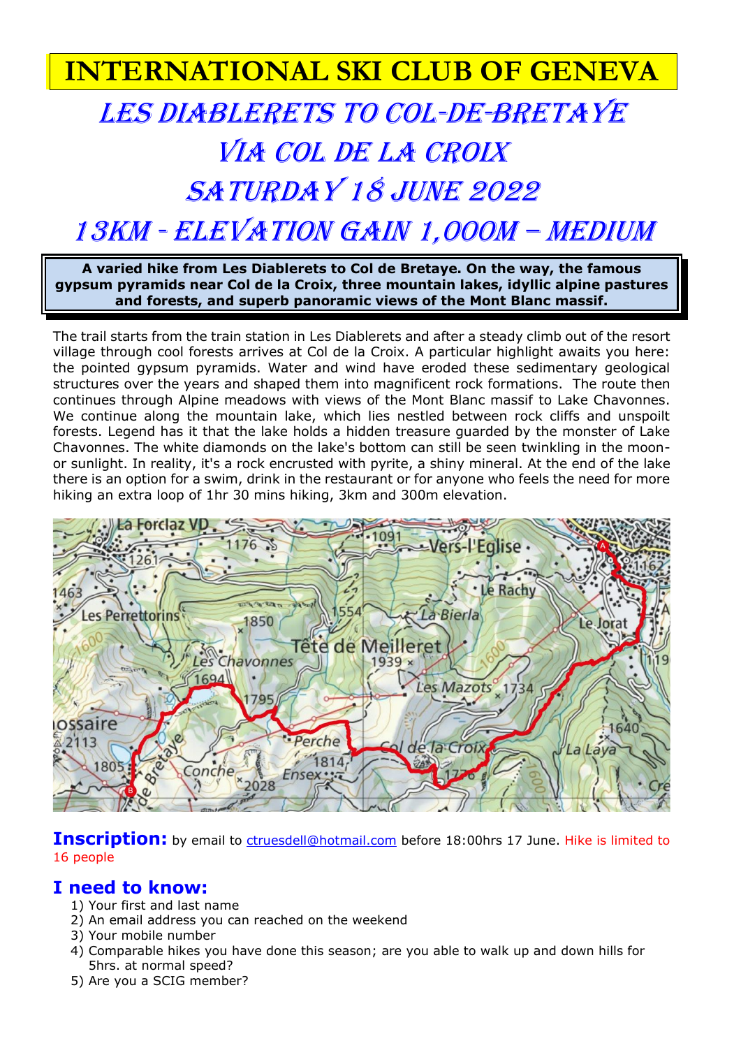# INTERNATIONAL SKI CLUB OF GENEVA

## LES DIABLERETS TO COL-DE-BRETAYE VIA COL DE LA CROIX SATURDAY 18 JUNE 2022 13KM - ELEVATION GAIN 1,000M – MEDIUM

**A varied hike from Les Diablerets to Col de Bretaye. On the way, the famous gypsum pyramids near Col de la Croix, three mountain lakes, idyllic alpine pastures and forests, and superb panoramic views of the Mont Blanc massif.**

The trail starts from the train station in Les Diablerets and after a steady climb out of the resort village through cool forests arrives at Col de la Croix. A particular highlight awaits you here: the pointed gypsum pyramids. Water and wind have eroded these sedimentary geological structures over the years and shaped them into magnificent rock formations. The route then continues through Alpine meadows with views of the Mont Blanc massif to Lake Chavonnes. We continue along the mountain lake, which lies nestled between rock cliffs and unspoilt forests. Legend has it that the lake holds a hidden treasure guarded by the monster of Lake Chavonnes. The white diamonds on the lake's bottom can still be seen twinkling in the moon- or sunlight. In reality, it's a rock encrusted with pyrite, a shiny mineral. At the end of the lake there is an option for a swim, drink in the restaurant or for anyone who feels the need for more hiking an extra loop of 1hr 30 mins hiking, 3km and 300m elevation.

**Inscription:** by email to ctruesdell@hotmail.com before 18:00hrs 17 June. Hike is limited to 16 people

## I need to know:

1) Your first and last name
2) An email address you can reached on the weekend
3) Your mobile number
4) Comparable hikes you have done this season; are you able to walk up and down hills for 5hrs. at normal speed?
5) Are you a SCIG member?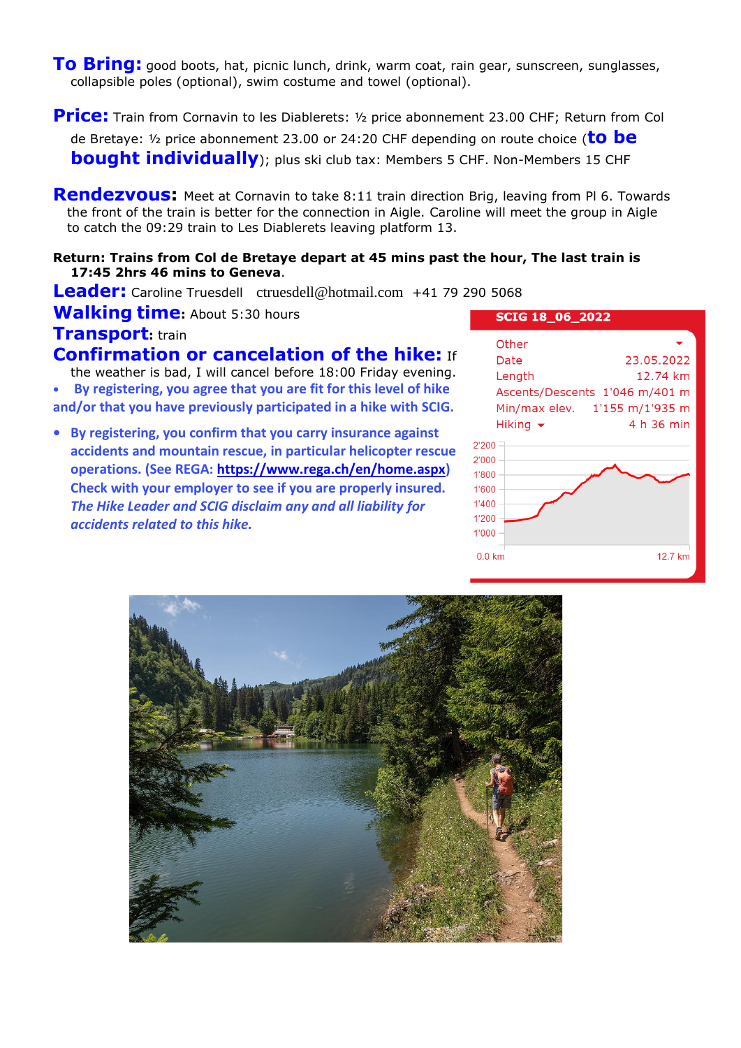**To Bring:** good boots, hat, picnic lunch, drink, warm coat, rain gear, sunscreen, sunglasses, collapsible poles (optional), swim costume and towel (optional).

**Price:** Train from Cornavin to les Diablerets: ½ price abonnement 23.00 CHF; Return from Col de Bretaye: ½ price abonnement 23.00 or 24:20 CHF depending on route choice (**to be bought individually**); plus ski club tax: Members 5 CHF. Non-Members 15 CHF

**Rendezvous:** Meet at Cornavin to take 8:11 train direction Brig, leaving from Pl 6. Towards the front of the train is better for the connection in Aigle. Caroline will meet the group in Aigle to catch the 09:29 train to Les Diablerets leaving platform 13.

**Return: Trains from Col de Bretaye depart at 45 mins past the hour, The last train is 17:45 2hrs 46 mins to Geneva**.

**Leader:** Caroline Truesdell ctruesdell@hotmail.com +41 79 290 5068

**Walking time:** About 5:30 hours

**Transport:** train

**Confirmation or cancelation of the hike:** If the weather is bad, I will cancel before 18:00 Friday evening.

- **By registering, you agree that you are fit for this level of hike and/or that you have previously participated in a hike with SCIG.**
- **By registering, you confirm that you carry insurance against accidents and mountain rescue, in particular helicopter rescue operations. (See REGA: https://www.rega.ch/en/home.aspx) Check with your employer to see if you are properly insured.** ***The Hike Leader and SCIG disclaim any and all liability for accidents related to this hike.***

**SCIG 18_06_2022**

| | |
|---|---|
| Other | |
| Date | 23.05.2022 |
| Length | 12.74 km |
| Ascents/Descents | 1'046 m/401 m |
| Min/max elev. | 1'155 m/1'935 m |
| Hiking | 4 h 36 min |

2'200
2'000
1'800
1'600
1'400
1'200
1'000
0.0 km
12.7 km